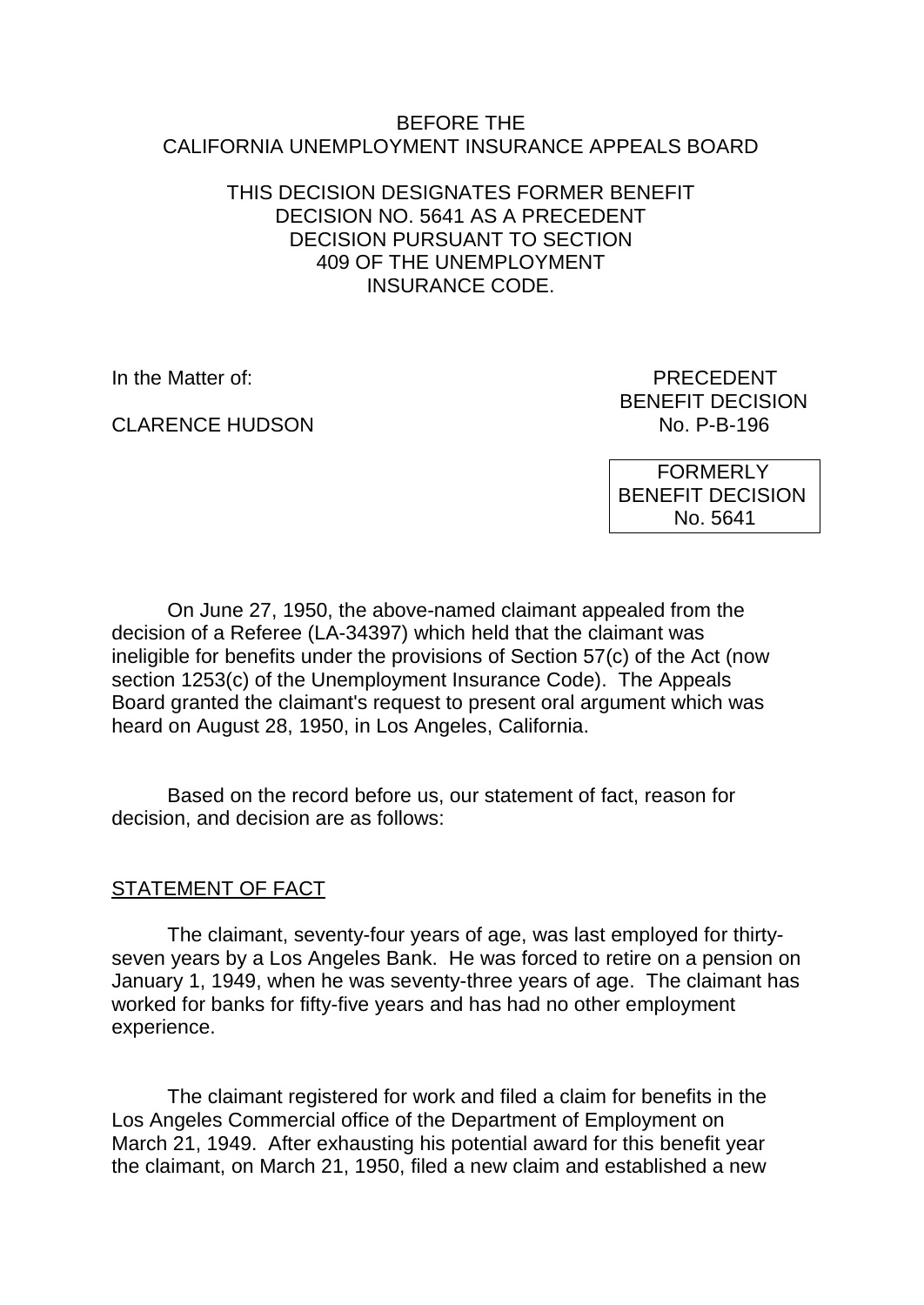BEFORE THE
CALIFORNIA UNEMPLOYMENT INSURANCE APPEALS BOARD

THIS DECISION DESIGNATES FORMER BENEFIT DECISION NO. 5641 AS A PRECEDENT DECISION PURSUANT TO SECTION 409 OF THE UNEMPLOYMENT INSURANCE CODE.

In the Matter of:

CLARENCE HUDSON

PRECEDENT
BENEFIT DECISION
No. P-B-196

FORMERLY
BENEFIT DECISION
No. 5641

On June 27, 1950, the above-named claimant appealed from the decision of a Referee (LA-34397) which held that the claimant was ineligible for benefits under the provisions of Section 57(c) of the Act (now section 1253(c) of the Unemployment Insurance Code). The Appeals Board granted the claimant's request to present oral argument which was heard on August 28, 1950, in Los Angeles, California.

Based on the record before us, our statement of fact, reason for decision, and decision are as follows:

## STATEMENT OF FACT

The claimant, seventy-four years of age, was last employed for thirty-seven years by a Los Angeles Bank. He was forced to retire on a pension on January 1, 1949, when he was seventy-three years of age. The claimant has worked for banks for fifty-five years and has had no other employment experience.

The claimant registered for work and filed a claim for benefits in the Los Angeles Commercial office of the Department of Employment on March 21, 1949. After exhausting his potential award for this benefit year the claimant, on March 21, 1950, filed a new claim and established a new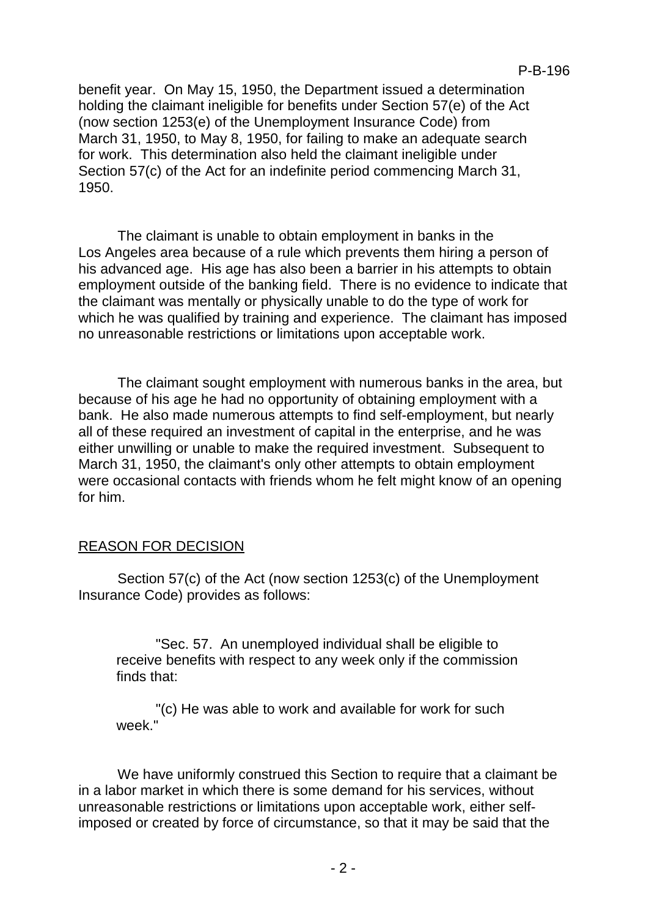benefit year. On May 15, 1950, the Department issued a determination holding the claimant ineligible for benefits under Section 57(e) of the Act (now section 1253(e) of the Unemployment Insurance Code) from March 31, 1950, to May 8, 1950, for failing to make an adequate search for work. This determination also held the claimant ineligible under Section 57(c) of the Act for an indefinite period commencing March 31, 1950.

The claimant is unable to obtain employment in banks in the Los Angeles area because of a rule which prevents them hiring a person of his advanced age. His age has also been a barrier in his attempts to obtain employment outside of the banking field. There is no evidence to indicate that the claimant was mentally or physically unable to do the type of work for which he was qualified by training and experience. The claimant has imposed no unreasonable restrictions or limitations upon acceptable work.

The claimant sought employment with numerous banks in the area, but because of his age he had no opportunity of obtaining employment with a bank. He also made numerous attempts to find self-employment, but nearly all of these required an investment of capital in the enterprise, and he was either unwilling or unable to make the required investment. Subsequent to March 31, 1950, the claimant's only other attempts to obtain employment were occasional contacts with friends whom he felt might know of an opening for him.

REASON FOR DECISION

Section 57(c) of the Act (now section 1253(c) of the Unemployment Insurance Code) provides as follows:

> "Sec. 57. An unemployed individual shall be eligible to receive benefits with respect to any week only if the commission finds that:
>
> "(c) He was able to work and available for work for such week."

We have uniformly construed this Section to require that a claimant be in a labor market in which there is some demand for his services, without unreasonable restrictions or limitations upon acceptable work, either self-imposed or created by force of circumstance, so that it may be said that the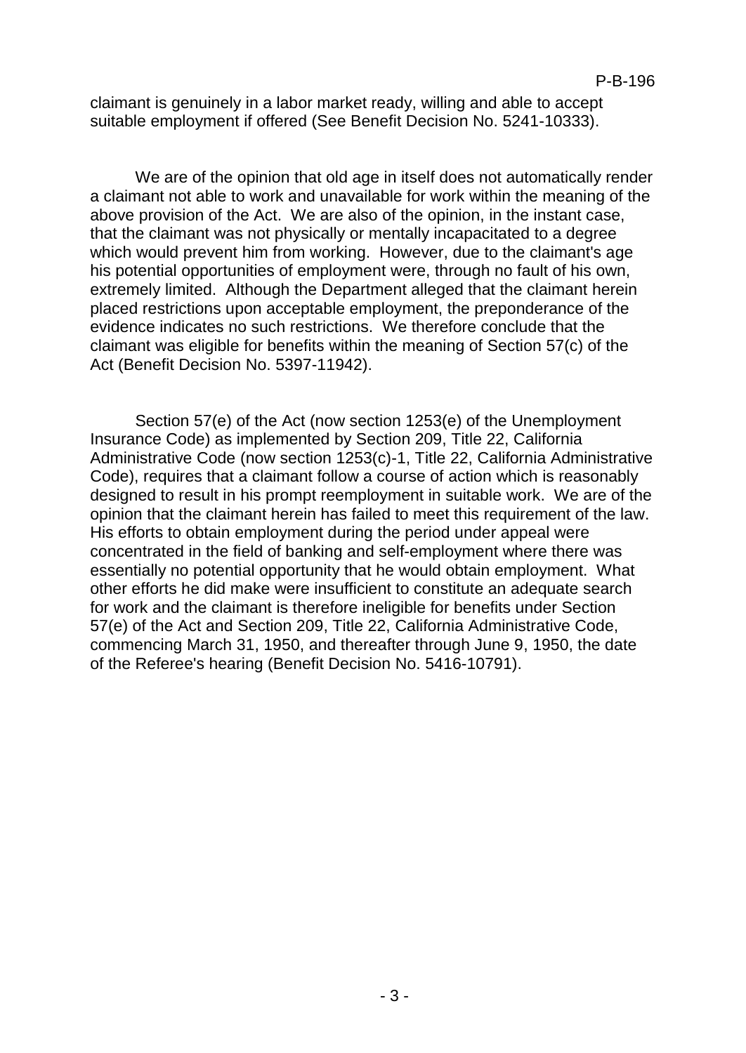claimant is genuinely in a labor market ready, willing and able to accept suitable employment if offered (See Benefit Decision No. 5241-10333).

We are of the opinion that old age in itself does not automatically render a claimant not able to work and unavailable for work within the meaning of the above provision of the Act. We are also of the opinion, in the instant case, that the claimant was not physically or mentally incapacitated to a degree which would prevent him from working. However, due to the claimant's age his potential opportunities of employment were, through no fault of his own, extremely limited. Although the Department alleged that the claimant herein placed restrictions upon acceptable employment, the preponderance of the evidence indicates no such restrictions. We therefore conclude that the claimant was eligible for benefits within the meaning of Section 57(c) of the Act (Benefit Decision No. 5397-11942).

Section 57(e) of the Act (now section 1253(e) of the Unemployment Insurance Code) as implemented by Section 209, Title 22, California Administrative Code (now section 1253(c)-1, Title 22, California Administrative Code), requires that a claimant follow a course of action which is reasonably designed to result in his prompt reemployment in suitable work. We are of the opinion that the claimant herein has failed to meet this requirement of the law. His efforts to obtain employment during the period under appeal were concentrated in the field of banking and self-employment where there was essentially no potential opportunity that he would obtain employment. What other efforts he did make were insufficient to constitute an adequate search for work and the claimant is therefore ineligible for benefits under Section 57(e) of the Act and Section 209, Title 22, California Administrative Code, commencing March 31, 1950, and thereafter through June 9, 1950, the date of the Referee's hearing (Benefit Decision No. 5416-10791).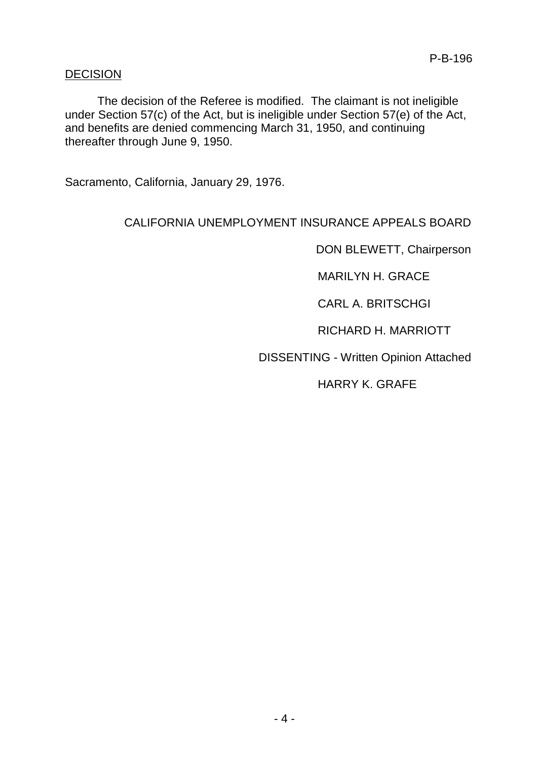## DECISION

The decision of the Referee is modified. The claimant is not ineligible under Section 57(c) of the Act, but is ineligible under Section 57(e) of the Act, and benefits are denied commencing March 31, 1950, and continuing thereafter through June 9, 1950.

Sacramento, California, January 29, 1976.

CALIFORNIA UNEMPLOYMENT INSURANCE APPEALS BOARD

DON BLEWETT, Chairperson

MARILYN H. GRACE

CARL A. BRITSCHGI

RICHARD H. MARRIOTT

DISSENTING - Written Opinion Attached

HARRY K. GRAFE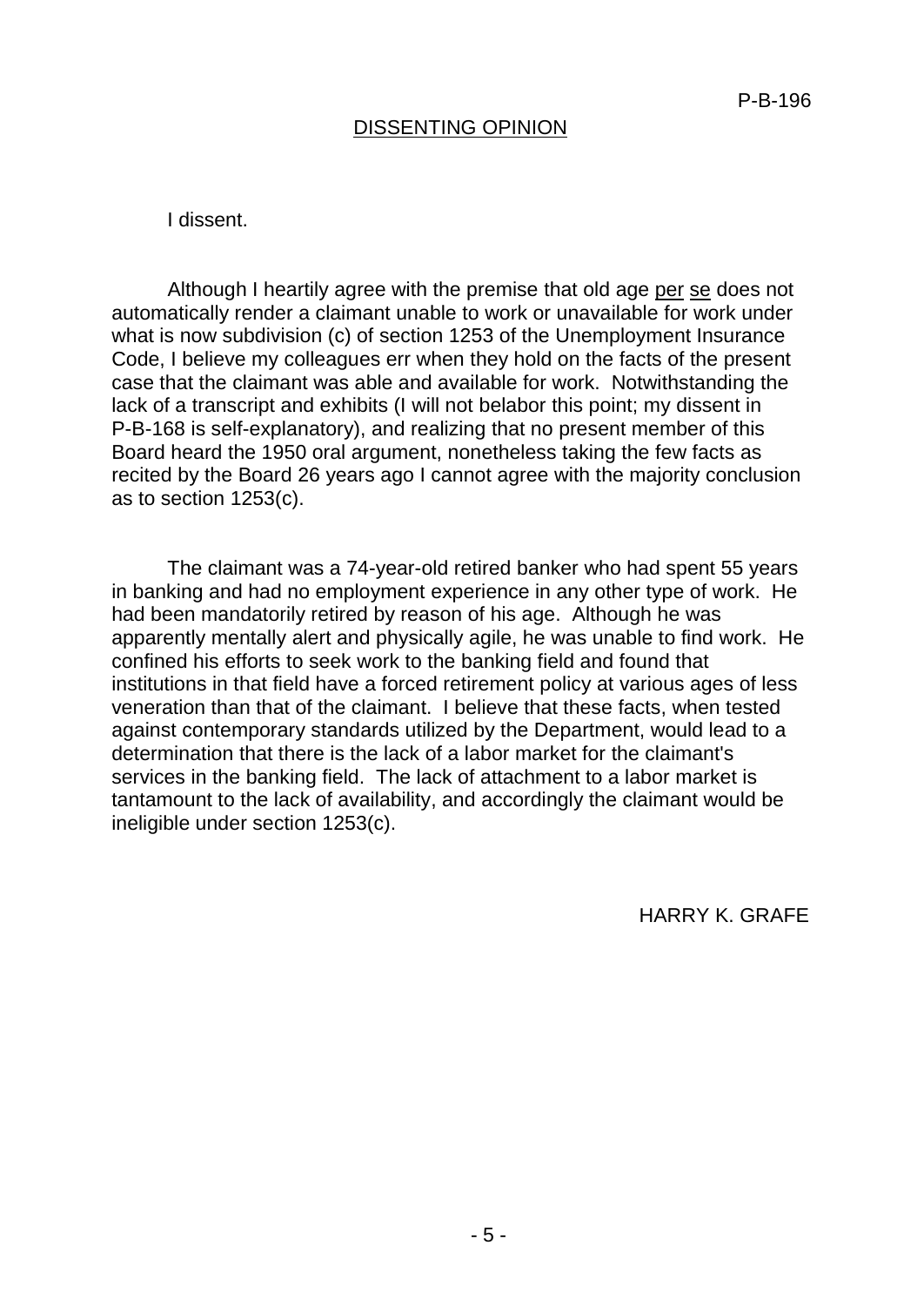P-B-196

## DISSENTING OPINION

I dissent.

Although I heartily agree with the premise that old age per se does not automatically render a claimant unable to work or unavailable for work under what is now subdivision (c) of section 1253 of the Unemployment Insurance Code, I believe my colleagues err when they hold on the facts of the present case that the claimant was able and available for work. Notwithstanding the lack of a transcript and exhibits (I will not belabor this point; my dissent in P-B-168 is self-explanatory), and realizing that no present member of this Board heard the 1950 oral argument, nonetheless taking the few facts as recited by the Board 26 years ago I cannot agree with the majority conclusion as to section 1253(c).

The claimant was a 74-year-old retired banker who had spent 55 years in banking and had no employment experience in any other type of work. He had been mandatorily retired by reason of his age. Although he was apparently mentally alert and physically agile, he was unable to find work. He confined his efforts to seek work to the banking field and found that institutions in that field have a forced retirement policy at various ages of less veneration than that of the claimant. I believe that these facts, when tested against contemporary standards utilized by the Department, would lead to a determination that there is the lack of a labor market for the claimant's services in the banking field. The lack of attachment to a labor market is tantamount to the lack of availability, and accordingly the claimant would be ineligible under section 1253(c).

HARRY K. GRAFE